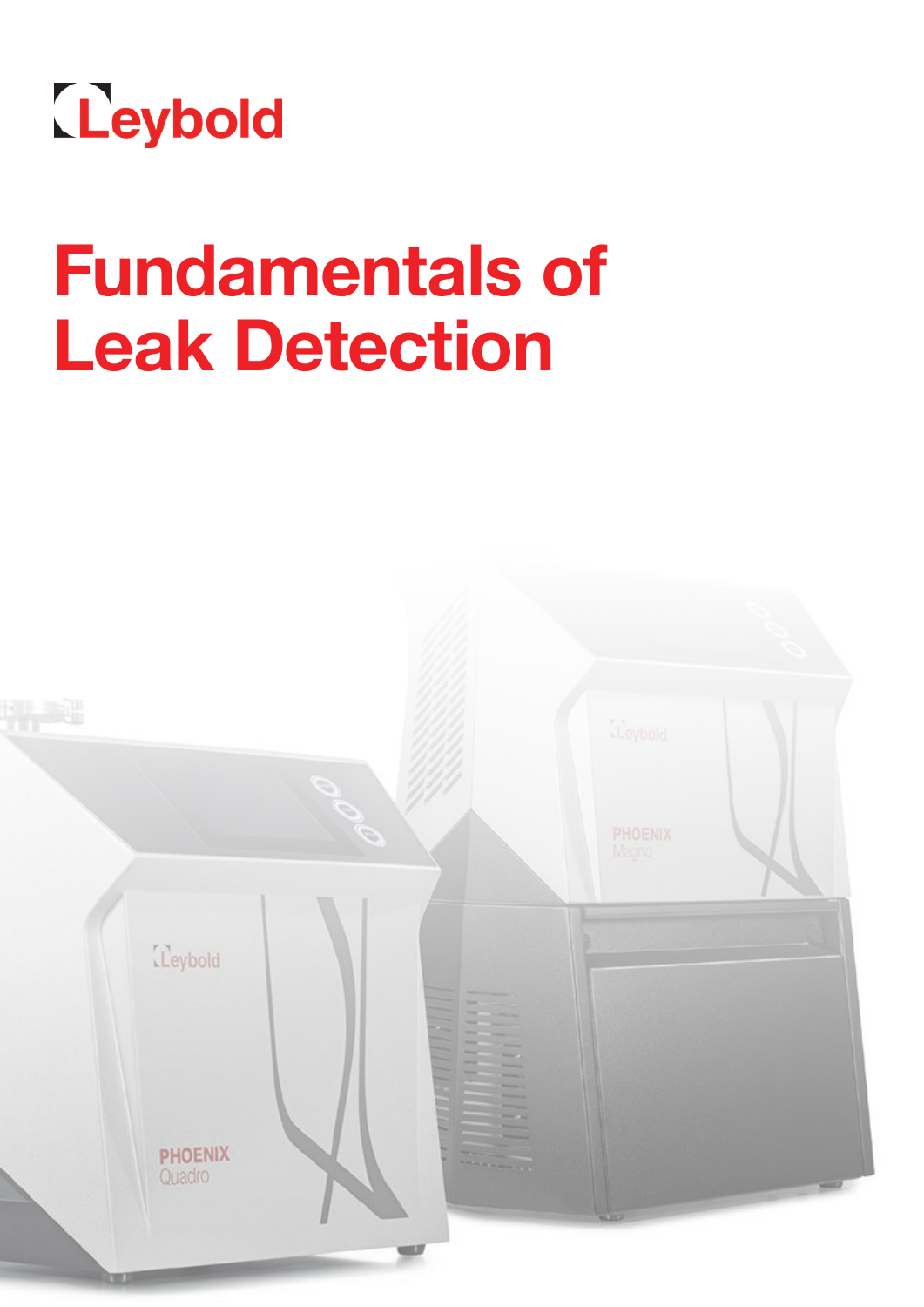Leybold

# Fundamentals of Leak Detection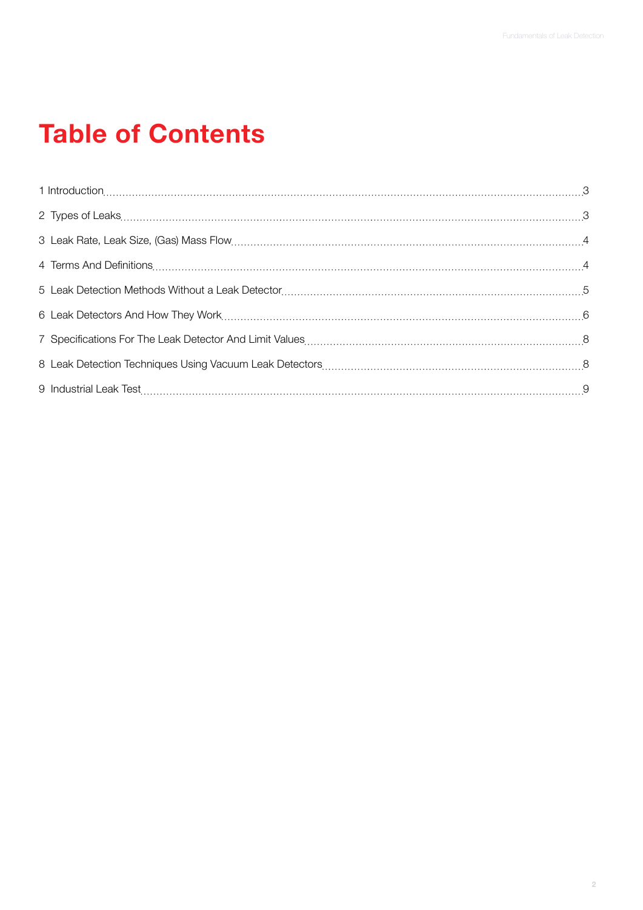# Table of Contents

1 Introduction ... 3

2 Types of Leaks ... 3

3 Leak Rate, Leak Size, (Gas) Mass Flow ... 4

4 Terms And Definitions ... 4

5 Leak Detection Methods Without a Leak Detector ... 5

6 Leak Detectors And How They Work ... 6

7 Specifications For The Leak Detector And Limit Values ... 8

8 Leak Detection Techniques Using Vacuum Leak Detectors ... 8

9 Industrial Leak Test ... 9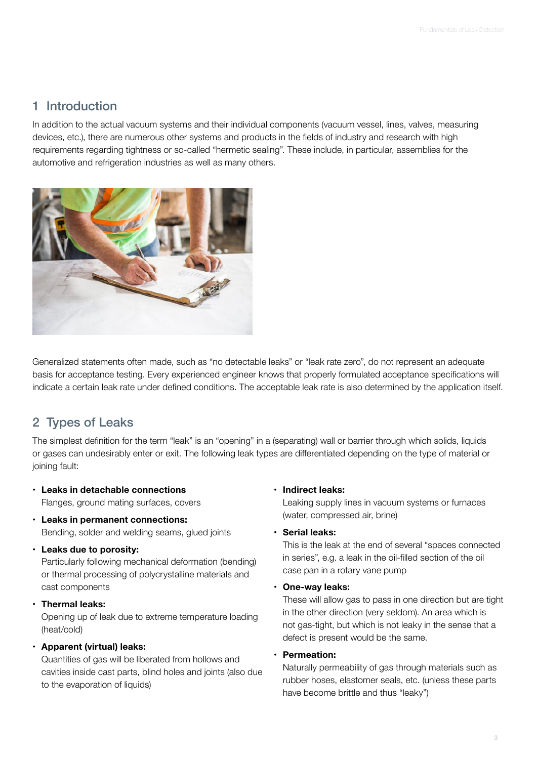## 1 Introduction

In addition to the actual vacuum systems and their individual components (vacuum vessel, lines, valves, measuring devices, etc.), there are numerous other systems and products in the fields of industry and research with high requirements regarding tightness or so-called "hermetic sealing". These include, in particular, assemblies for the automotive and refrigeration industries as well as many others.

Generalized statements often made, such as "no detectable leaks" or "leak rate zero", do not represent an adequate basis for acceptance testing. Every experienced engineer knows that properly formulated acceptance specifications will indicate a certain leak rate under defined conditions. The acceptable leak rate is also determined by the application itself.

## 2 Types of Leaks

The simplest definition for the term "leak" is an "opening" in a (separating) wall or barrier through which solids, liquids or gases can undesirably enter or exit. The following leak types are differentiated depending on the type of material or joining fault:

- **Leaks in detachable connections**
  Flanges, ground mating surfaces, covers
- **Leaks in permanent connections:**
  Bending, solder and welding seams, glued joints
- **Leaks due to porosity:**
  Particularly following mechanical deformation (bending) or thermal processing of polycrystalline materials and cast components
- **Thermal leaks:**
  Opening up of leak due to extreme temperature loading (heat/cold)
- **Apparent (virtual) leaks:**
  Quantities of gas will be liberated from hollows and cavities inside cast parts, blind holes and joints (also due to the evaporation of liquids)
- **Indirect leaks:**
  Leaking supply lines in vacuum systems or furnaces (water, compressed air, brine)
- **Serial leaks:**
  This is the leak at the end of several "spaces connected in series", e.g. a leak in the oil-filled section of the oil case pan in a rotary vane pump
- **One-way leaks:**
  These will allow gas to pass in one direction but are tight in the other direction (very seldom). An area which is not gas-tight, but which is not leaky in the sense that a defect is present would be the same.
- **Permeation:**
  Naturally permeability of gas through materials such as rubber hoses, elastomer seals, etc. (unless these parts have become brittle and thus "leaky")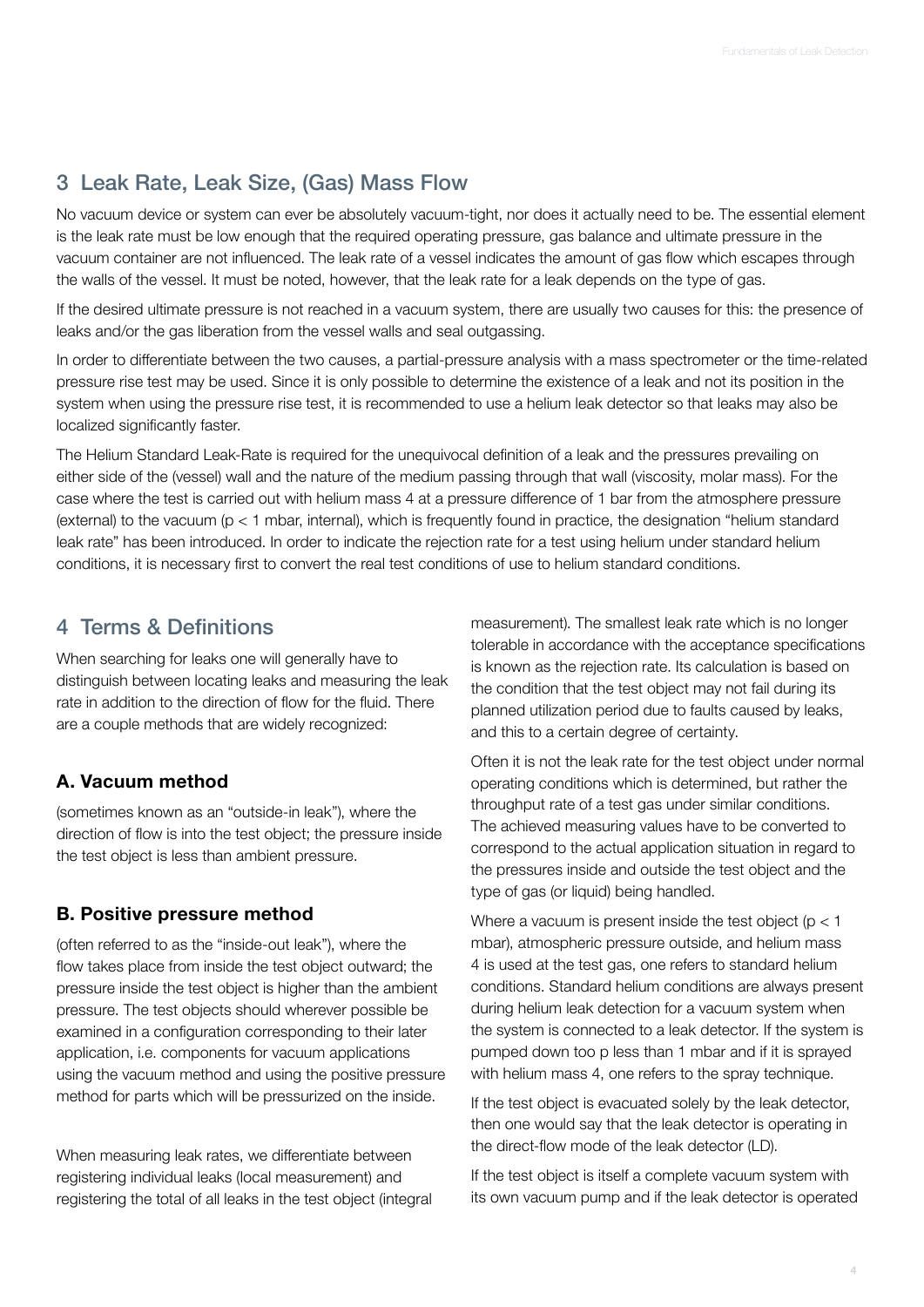## 3 Leak Rate, Leak Size, (Gas) Mass Flow

No vacuum device or system can ever be absolutely vacuum-tight, nor does it actually need to be. The essential element is the leak rate must be low enough that the required operating pressure, gas balance and ultimate pressure in the vacuum container are not influenced. The leak rate of a vessel indicates the amount of gas flow which escapes through the walls of the vessel. It must be noted, however, that the leak rate for a leak depends on the type of gas.

If the desired ultimate pressure is not reached in a vacuum system, there are usually two causes for this: the presence of leaks and/or the gas liberation from the vessel walls and seal outgassing.

In order to differentiate between the two causes, a partial-pressure analysis with a mass spectrometer or the time-related pressure rise test may be used. Since it is only possible to determine the existence of a leak and not its position in the system when using the pressure rise test, it is recommended to use a helium leak detector so that leaks may also be localized significantly faster.

The Helium Standard Leak-Rate is required for the unequivocal definition of a leak and the pressures prevailing on either side of the (vessel) wall and the nature of the medium passing through that wall (viscosity, molar mass). For the case where the test is carried out with helium mass 4 at a pressure difference of 1 bar from the atmosphere pressure (external) to the vacuum ($p < 1$ mbar, internal), which is frequently found in practice, the designation "helium standard leak rate" has been introduced. In order to indicate the rejection rate for a test using helium under standard helium conditions, it is necessary first to convert the real test conditions of use to helium standard conditions.

## 4 Terms & Definitions

When searching for leaks one will generally have to distinguish between locating leaks and measuring the leak rate in addition to the direction of flow for the fluid. There are a couple methods that are widely recognized:

### A. Vacuum method

(sometimes known as an "outside-in leak"), where the direction of flow is into the test object; the pressure inside the test object is less than ambient pressure.

### B. Positive pressure method

(often referred to as the "inside-out leak"), where the flow takes place from inside the test object outward; the pressure inside the test object is higher than the ambient pressure. The test objects should wherever possible be examined in a configuration corresponding to their later application, i.e. components for vacuum applications using the vacuum method and using the positive pressure method for parts which will be pressurized on the inside.

When measuring leak rates, we differentiate between registering individual leaks (local measurement) and registering the total of all leaks in the test object (integral measurement). The smallest leak rate which is no longer tolerable in accordance with the acceptance specifications is known as the rejection rate. Its calculation is based on the condition that the test object may not fail during its planned utilization period due to faults caused by leaks, and this to a certain degree of certainty.

Often it is not the leak rate for the test object under normal operating conditions which is determined, but rather the throughput rate of a test gas under similar conditions. The achieved measuring values have to be converted to correspond to the actual application situation in regard to the pressures inside and outside the test object and the type of gas (or liquid) being handled.

Where a vacuum is present inside the test object ($p < 1$ mbar), atmospheric pressure outside, and helium mass 4 is used at the test gas, one refers to standard helium conditions. Standard helium conditions are always present during helium leak detection for a vacuum system when the system is connected to a leak detector. If the system is pumped down too p less than 1 mbar and if it is sprayed with helium mass 4, one refers to the spray technique.

If the test object is evacuated solely by the leak detector, then one would say that the leak detector is operating in the direct-flow mode of the leak detector (LD).

If the test object is itself a complete vacuum system with its own vacuum pump and if the leak detector is operated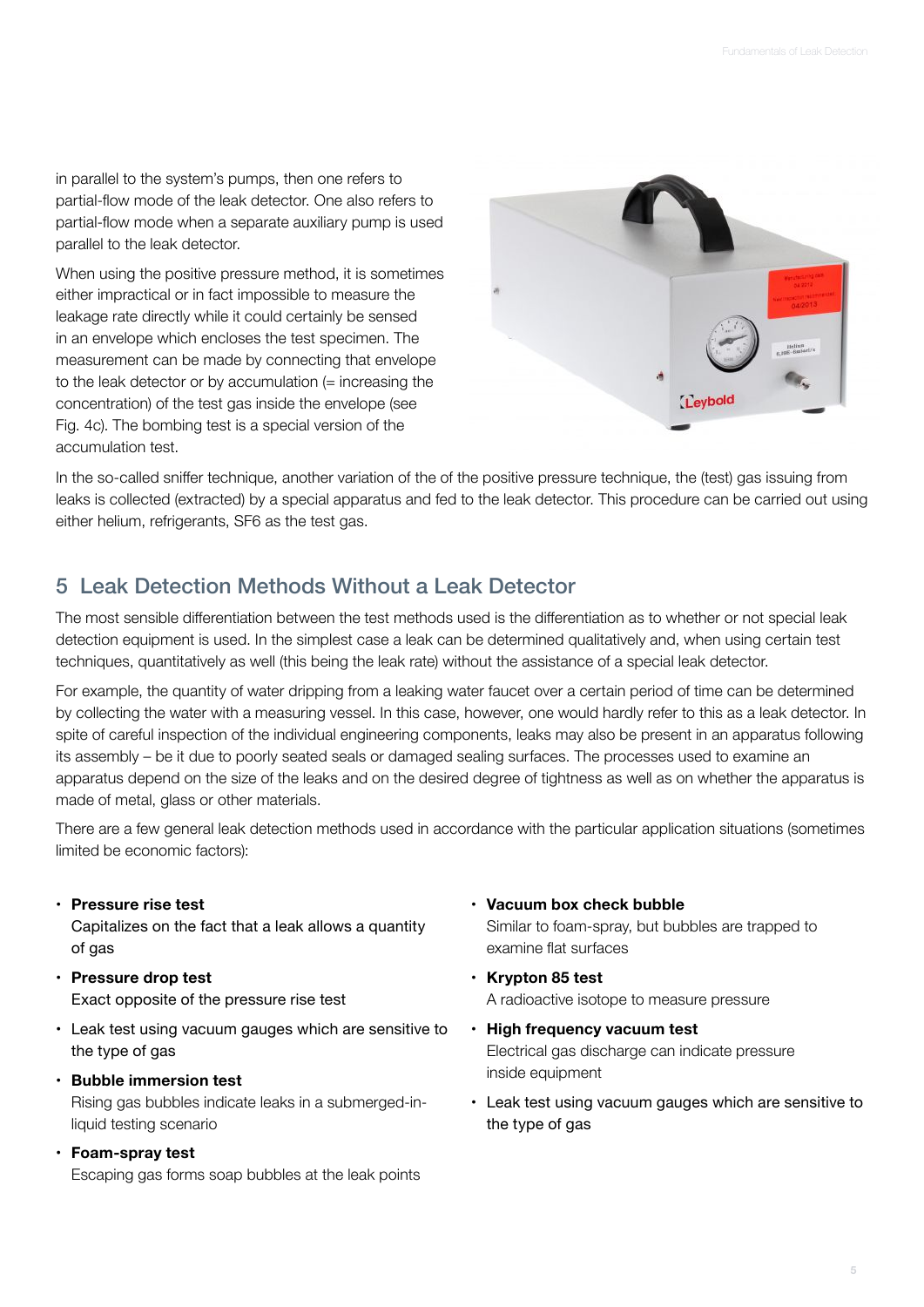in parallel to the system's pumps, then one refers to partial-flow mode of the leak detector. One also refers to partial-flow mode when a separate auxiliary pump is used parallel to the leak detector.

When using the positive pressure method, it is sometimes either impractical or in fact impossible to measure the leakage rate directly while it could certainly be sensed in an envelope which encloses the test specimen. The measurement can be made by connecting that envelope to the leak detector or by accumulation (= increasing the concentration) of the test gas inside the envelope (see Fig. 4c). The bombing test is a special version of the accumulation test.

In the so-called sniffer technique, another variation of the of the positive pressure technique, the (test) gas issuing from leaks is collected (extracted) by a special apparatus and fed to the leak detector. This procedure can be carried out using either helium, refrigerants, SF6 as the test gas.

## 5 Leak Detection Methods Without a Leak Detector

The most sensible differentiation between the test methods used is the differentiation as to whether or not special leak detection equipment is used. In the simplest case a leak can be determined qualitatively and, when using certain test techniques, quantitatively as well (this being the leak rate) without the assistance of a special leak detector.

For example, the quantity of water dripping from a leaking water faucet over a certain period of time can be determined by collecting the water with a measuring vessel. In this case, however, one would hardly refer to this as a leak detector. In spite of careful inspection of the individual engineering components, leaks may also be present in an apparatus following its assembly – be it due to poorly seated seals or damaged sealing surfaces. The processes used to examine an apparatus depend on the size of the leaks and on the desired degree of tightness as well as on whether the apparatus is made of metal, glass or other materials.

There are a few general leak detection methods used in accordance with the particular application situations (sometimes limited be economic factors):

- **Pressure rise test**
  Capitalizes on the fact that a leak allows a quantity of gas
- **Pressure drop test**
  Exact opposite of the pressure rise test
- Leak test using vacuum gauges which are sensitive to the type of gas
- **Bubble immersion test**
  Rising gas bubbles indicate leaks in a submerged-in-liquid testing scenario
- **Foam-spray test**
  Escaping gas forms soap bubbles at the leak points
- **Vacuum box check bubble**
  Similar to foam-spray, but bubbles are trapped to examine flat surfaces
- **Krypton 85 test**
  A radioactive isotope to measure pressure
- **High frequency vacuum test**
  Electrical gas discharge can indicate pressure inside equipment
- Leak test using vacuum gauges which are sensitive to the type of gas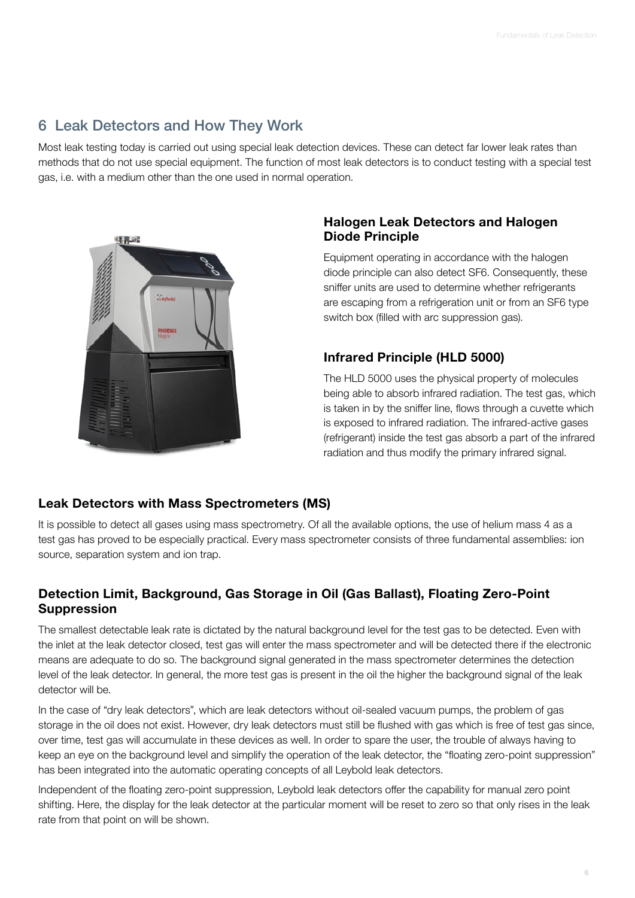## 6 Leak Detectors and How They Work

Most leak testing today is carried out using special leak detection devices. These can detect far lower leak rates than methods that do not use special equipment. The function of most leak detectors is to conduct testing with a special test gas, i.e. with a medium other than the one used in normal operation.

### Halogen Leak Detectors and Halogen Diode Principle

Equipment operating in accordance with the halogen diode principle can also detect SF6. Consequently, these sniffer units are used to determine whether refrigerants are escaping from a refrigeration unit or from an SF6 type switch box (filled with arc suppression gas).

### Infrared Principle (HLD 5000)

The HLD 5000 uses the physical property of molecules being able to absorb infrared radiation. The test gas, which is taken in by the sniffer line, flows through a cuvette which is exposed to infrared radiation. The infrared-active gases (refrigerant) inside the test gas absorb a part of the infrared radiation and thus modify the primary infrared signal.

### Leak Detectors with Mass Spectrometers (MS)

It is possible to detect all gases using mass spectrometry. Of all the available options, the use of helium mass 4 as a test gas has proved to be especially practical. Every mass spectrometer consists of three fundamental assemblies: ion source, separation system and ion trap.

### Detection Limit, Background, Gas Storage in Oil (Gas Ballast), Floating Zero-Point Suppression

The smallest detectable leak rate is dictated by the natural background level for the test gas to be detected. Even with the inlet at the leak detector closed, test gas will enter the mass spectrometer and will be detected there if the electronic means are adequate to do so. The background signal generated in the mass spectrometer determines the detection level of the leak detector. In general, the more test gas is present in the oil the higher the background signal of the leak detector will be.

In the case of "dry leak detectors", which are leak detectors without oil-sealed vacuum pumps, the problem of gas storage in the oil does not exist. However, dry leak detectors must still be flushed with gas which is free of test gas since, over time, test gas will accumulate in these devices as well. In order to spare the user, the trouble of always having to keep an eye on the background level and simplify the operation of the leak detector, the "floating zero-point suppression" has been integrated into the automatic operating concepts of all Leybold leak detectors.

Independent of the floating zero-point suppression, Leybold leak detectors offer the capability for manual zero point shifting. Here, the display for the leak detector at the particular moment will be reset to zero so that only rises in the leak rate from that point on will be shown.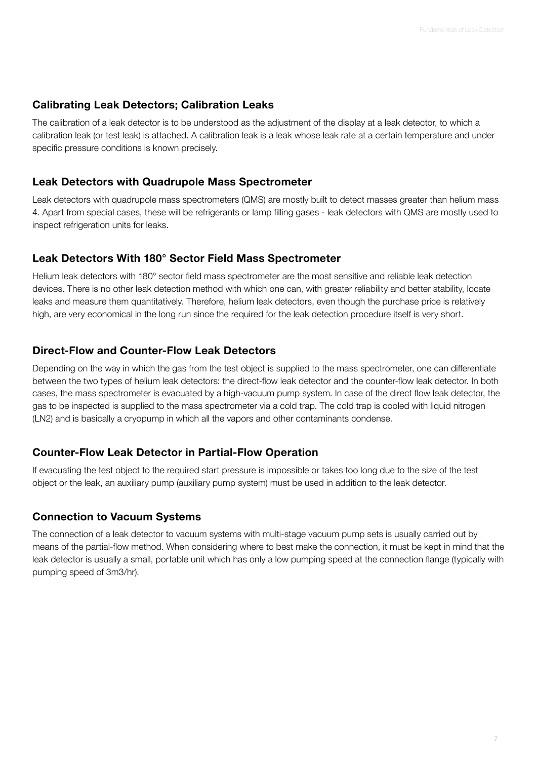## Calibrating Leak Detectors; Calibration Leaks

The calibration of a leak detector is to be understood as the adjustment of the display at a leak detector, to which a calibration leak (or test leak) is attached. A calibration leak is a leak whose leak rate at a certain temperature and under specific pressure conditions is known precisely.

## Leak Detectors with Quadrupole Mass Spectrometer

Leak detectors with quadrupole mass spectrometers (QMS) are mostly built to detect masses greater than helium mass 4. Apart from special cases, these will be refrigerants or lamp filling gases - leak detectors with QMS are mostly used to inspect refrigeration units for leaks.

## Leak Detectors With 180° Sector Field Mass Spectrometer

Helium leak detectors with 180° sector field mass spectrometer are the most sensitive and reliable leak detection devices. There is no other leak detection method with which one can, with greater reliability and better stability, locate leaks and measure them quantitatively. Therefore, helium leak detectors, even though the purchase price is relatively high, are very economical in the long run since the required for the leak detection procedure itself is very short.

## Direct-Flow and Counter-Flow Leak Detectors

Depending on the way in which the gas from the test object is supplied to the mass spectrometer, one can differentiate between the two types of helium leak detectors: the direct-flow leak detector and the counter-flow leak detector. In both cases, the mass spectrometer is evacuated by a high-vacuum pump system. In case of the direct flow leak detector, the gas to be inspected is supplied to the mass spectrometer via a cold trap. The cold trap is cooled with liquid nitrogen (LN2) and is basically a cryopump in which all the vapors and other contaminants condense.

## Counter-Flow Leak Detector in Partial-Flow Operation

If evacuating the test object to the required start pressure is impossible or takes too long due to the size of the test object or the leak, an auxiliary pump (auxiliary pump system) must be used in addition to the leak detector.

## Connection to Vacuum Systems

The connection of a leak detector to vacuum systems with multi-stage vacuum pump sets is usually carried out by means of the partial-flow method. When considering where to best make the connection, it must be kept in mind that the leak detector is usually a small, portable unit which has only a low pumping speed at the connection flange (typically with pumping speed of 3m3/hr).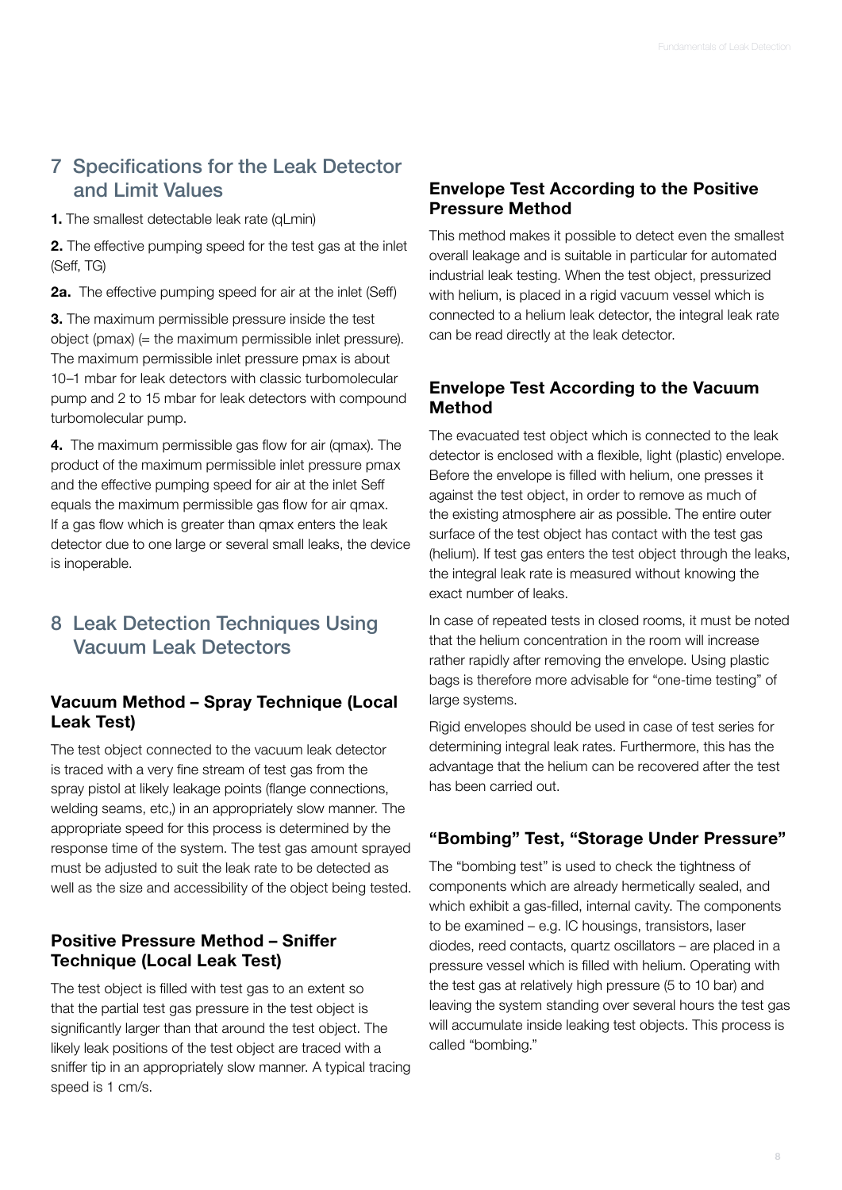## 7 Specifications for the Leak Detector and Limit Values

**1.** The smallest detectable leak rate ($q_{Lmin}$)

**2.** The effective pumping speed for the test gas at the inlet ($S_{eff, TG}$)

**2a.** The effective pumping speed for air at the inlet ($S_{eff}$)

**3.** The maximum permissible pressure inside the test object ($p_{max}$) (= the maximum permissible inlet pressure). The maximum permissible inlet pressure $p_{max}$ is about 10–1 mbar for leak detectors with classic turbomolecular pump and 2 to 15 mbar for leak detectors with compound turbomolecular pump.

**4.** The maximum permissible gas flow for air ($q_{max}$). The product of the maximum permissible inlet pressure $p_{max}$ and the effective pumping speed for air at the inlet $S_{eff}$ equals the maximum permissible gas flow for air $q_{max}$. If a gas flow which is greater than $q_{max}$ enters the leak detector due to one large or several small leaks, the device is inoperable.

## 8 Leak Detection Techniques Using Vacuum Leak Detectors

### Vacuum Method – Spray Technique (Local Leak Test)

The test object connected to the vacuum leak detector is traced with a very fine stream of test gas from the spray pistol at likely leakage points (flange connections, welding seams, etc,) in an appropriately slow manner. The appropriate speed for this process is determined by the response time of the system. The test gas amount sprayed must be adjusted to suit the leak rate to be detected as well as the size and accessibility of the object being tested.

### Positive Pressure Method – Sniffer Technique (Local Leak Test)

The test object is filled with test gas to an extent so that the partial test gas pressure in the test object is significantly larger than that around the test object. The likely leak positions of the test object are traced with a sniffer tip in an appropriately slow manner. A typical tracing speed is 1 cm/s.

### Envelope Test According to the Positive Pressure Method

This method makes it possible to detect even the smallest overall leakage and is suitable in particular for automated industrial leak testing. When the test object, pressurized with helium, is placed in a rigid vacuum vessel which is connected to a helium leak detector, the integral leak rate can be read directly at the leak detector.

### Envelope Test According to the Vacuum Method

The evacuated test object which is connected to the leak detector is enclosed with a flexible, light (plastic) envelope. Before the envelope is filled with helium, one presses it against the test object, in order to remove as much of the existing atmosphere air as possible. The entire outer surface of the test object has contact with the test gas (helium). If test gas enters the test object through the leaks, the integral leak rate is measured without knowing the exact number of leaks.

In case of repeated tests in closed rooms, it must be noted that the helium concentration in the room will increase rather rapidly after removing the envelope. Using plastic bags is therefore more advisable for "one-time testing" of large systems.

Rigid envelopes should be used in case of test series for determining integral leak rates. Furthermore, this has the advantage that the helium can be recovered after the test has been carried out.

### "Bombing" Test, "Storage Under Pressure"

The "bombing test" is used to check the tightness of components which are already hermetically sealed, and which exhibit a gas-filled, internal cavity. The components to be examined – e.g. IC housings, transistors, laser diodes, reed contacts, quartz oscillators – are placed in a pressure vessel which is filled with helium. Operating with the test gas at relatively high pressure (5 to 10 bar) and leaving the system standing over several hours the test gas will accumulate inside leaking test objects. This process is called "bombing."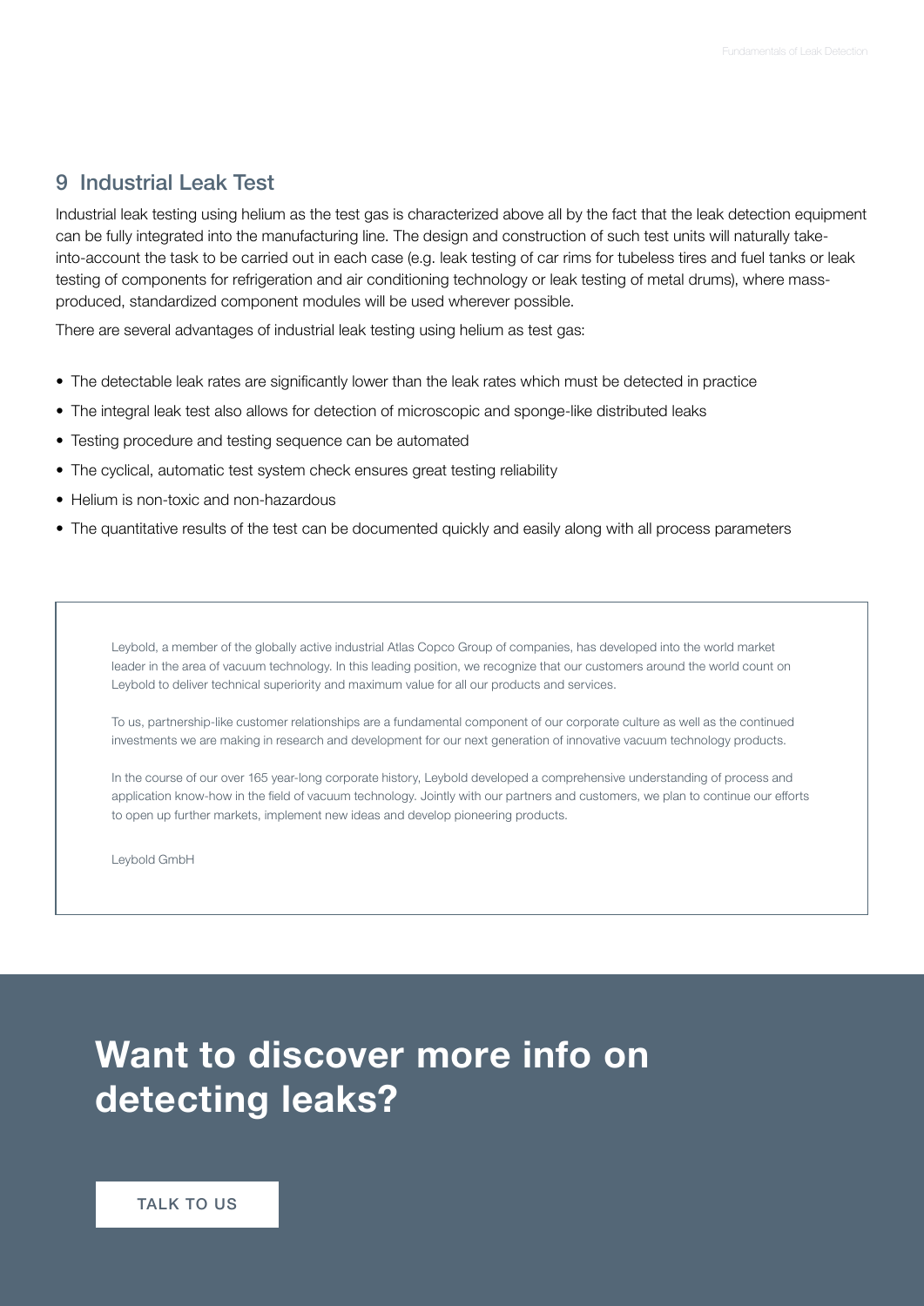## 9 Industrial Leak Test

Industrial leak testing using helium as the test gas is characterized above all by the fact that the leak detection equipment can be fully integrated into the manufacturing line. The design and construction of such test units will naturally take-into-account the task to be carried out in each case (e.g. leak testing of car rims for tubeless tires and fuel tanks or leak testing of components for refrigeration and air conditioning technology or leak testing of metal drums), where mass-produced, standardized component modules will be used wherever possible.

There are several advantages of industrial leak testing using helium as test gas:

- The detectable leak rates are significantly lower than the leak rates which must be detected in practice
- The integral leak test also allows for detection of microscopic and sponge-like distributed leaks
- Testing procedure and testing sequence can be automated
- The cyclical, automatic test system check ensures great testing reliability
- Helium is non-toxic and non-hazardous
- The quantitative results of the test can be documented quickly and easily along with all process parameters

Leybold, a member of the globally active industrial Atlas Copco Group of companies, has developed into the world market leader in the area of vacuum technology. In this leading position, we recognize that our customers around the world count on Leybold to deliver technical superiority and maximum value for all our products and services.

To us, partnership-like customer relationships are a fundamental component of our corporate culture as well as the continued investments we are making in research and development for our next generation of innovative vacuum technology products.

In the course of our over 165 year-long corporate history, Leybold developed a comprehensive understanding of process and application know-how in the field of vacuum technology. Jointly with our partners and customers, we plan to continue our efforts to open up further markets, implement new ideas and develop pioneering products.

Leybold GmbH

# Want to discover more info on detecting leaks?

TALK TO US